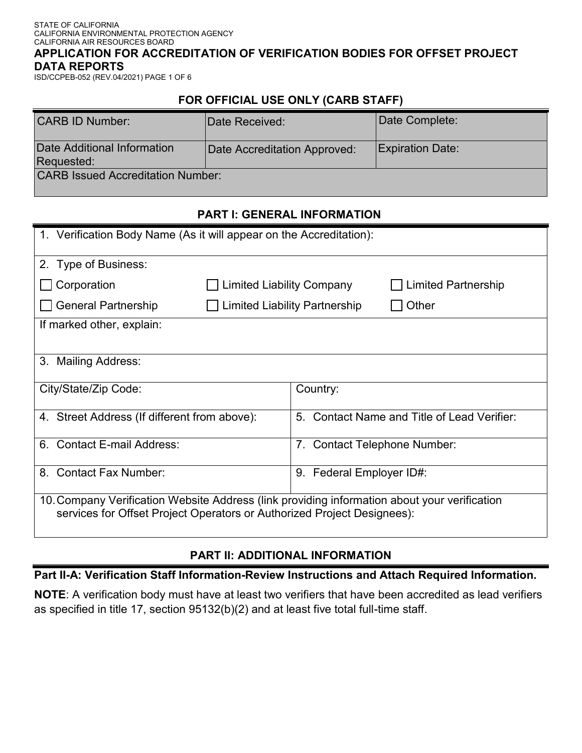STATE OF CALIFORNIA
CALIFORNIA ENVIRONMENTAL PROTECTION AGENCY
CALIFORNIA AIR RESOURCES BOARD

# APPLICATION FOR ACCREDITATION OF VERIFICATION BODIES FOR OFFSET PROJECT DATA REPORTS

ISD/CCPEB-052 (REV.04/2021)

## FOR OFFICIAL USE ONLY (CARB STAFF)

| CARB ID Number: | Date Received: | Date Complete: |
|---|---|---|
| Date Additional Information Requested: | Date Accreditation Approved: | Expiration Date: |
| CARB Issued Accreditation Number: | | |

## PART I: GENERAL INFORMATION

| | |
|---|---|
| 1. Verification Body Name (As it will appear on the Accreditation): | |
| 2. Type of Business: ☐ Corporation ☐ Limited Liability Company ☐ Limited Partnership ☐ General Partnership ☐ Limited Liability Partnership ☐ Other | |
| If marked other, explain: | |
| 3. Mailing Address: | |
| City/State/Zip Code: | Country: |
| 4. Street Address (If different from above): | 5. Contact Name and Title of Lead Verifier: |
| 6. Contact E-mail Address: | 7. Contact Telephone Number: |
| 8. Contact Fax Number: | 9. Federal Employer ID#: |
| 10. Company Verification Website Address (link providing information about your verification services for Offset Project Operators or Authorized Project Designees): | |

## PART II: ADDITIONAL INFORMATION

### Part II-A: Verification Staff Information-Review Instructions and Attach Required Information.

**NOTE**: A verification body must have at least two verifiers that have been accredited as lead verifiers as specified in title 17, section 95132(b)(2) and at least five total full-time staff.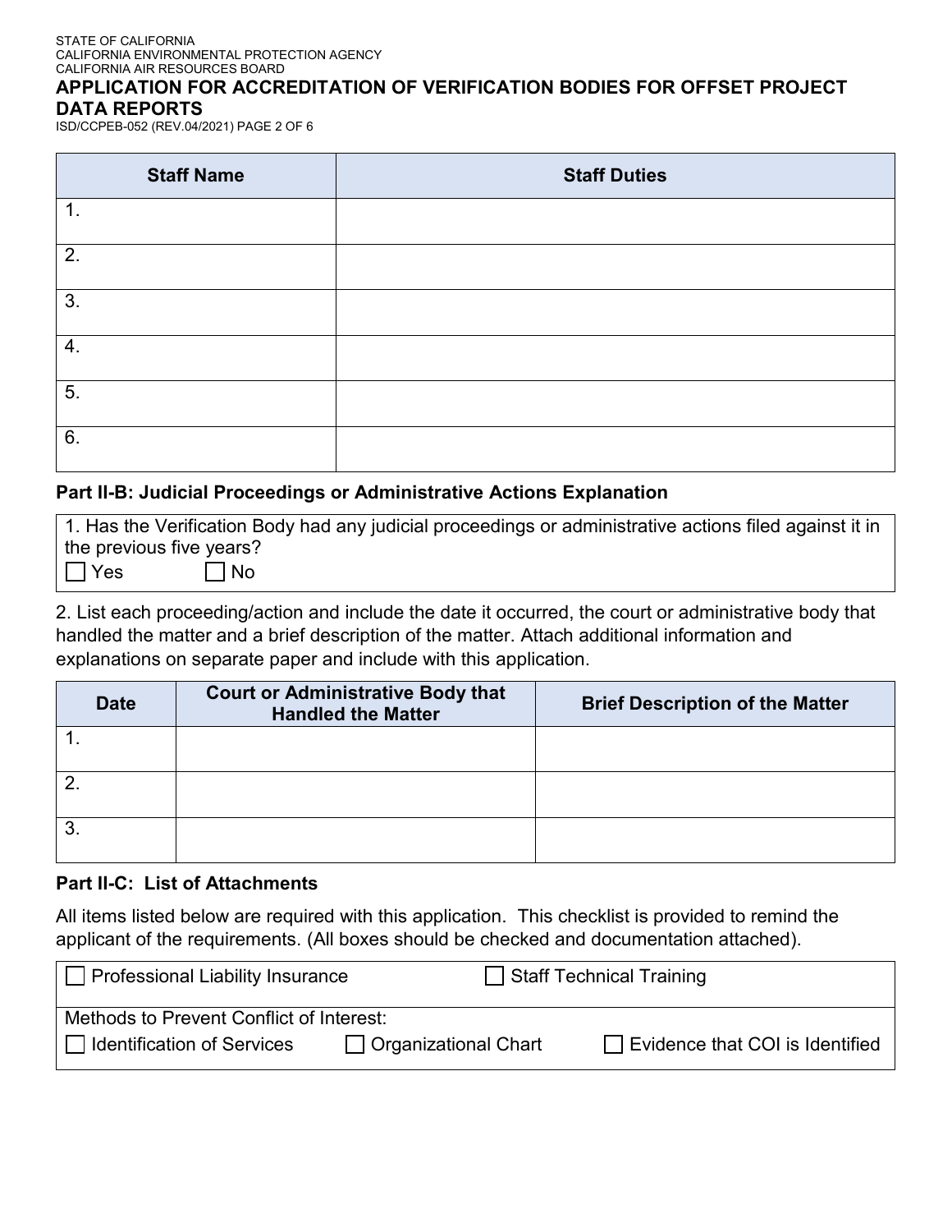| Staff Name | Staff Duties |
|---|---|
| 1. | |
| 2. | |
| 3. | |
| 4. | |
| 5. | |
| 6. | |

**Part II-B: Judicial Proceedings or Administrative Actions Explanation**

1. Has the Verification Body had any judicial proceedings or administrative actions filed against it in the previous five years?
☐ Yes ☐ No

2. List each proceeding/action and include the date it occurred, the court or administrative body that handled the matter and a brief description of the matter. Attach additional information and explanations on separate paper and include with this application.

| Date | Court or Administrative Body that Handled the Matter | Brief Description of the Matter |
|---|---|---|
| 1. | | |
| 2. | | |
| 3. | | |

**Part II-C: List of Attachments**

All items listed below are required with this application. This checklist is provided to remind the applicant of the requirements. (All boxes should be checked and documentation attached).

☐ Professional Liability Insurance ☐ Staff Technical Training

Methods to Prevent Conflict of Interest:
☐ Identification of Services ☐ Organizational Chart ☐ Evidence that COI is Identified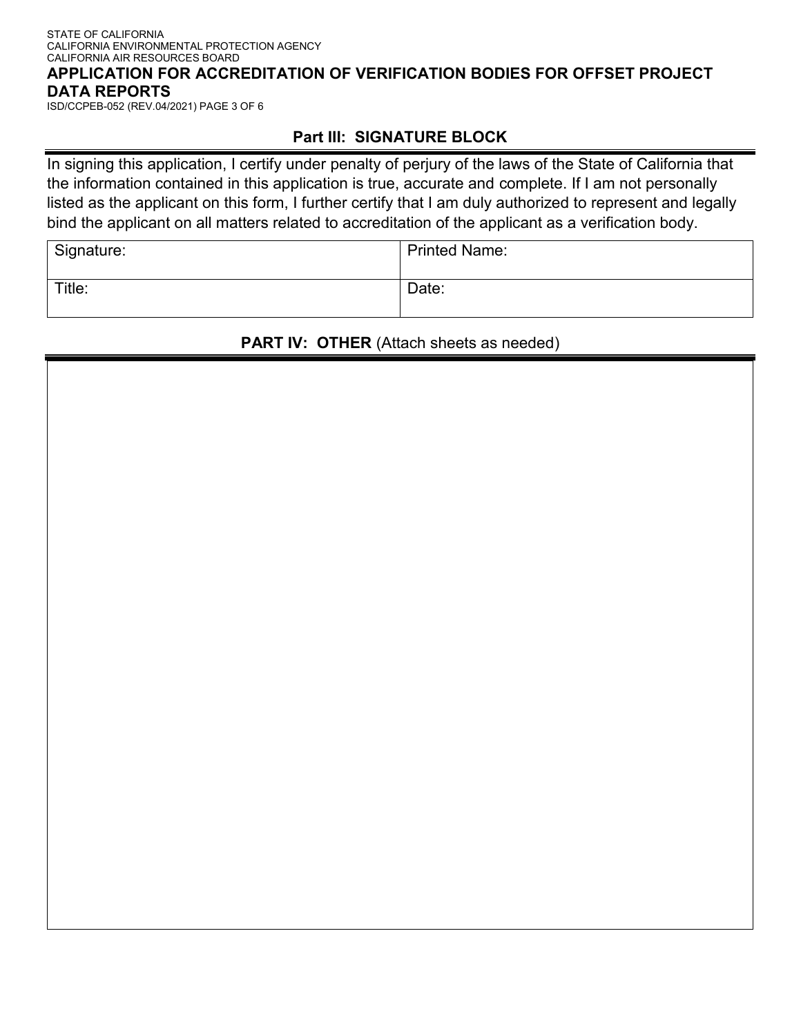STATE OF CALIFORNIA
CALIFORNIA ENVIRONMENTAL PROTECTION AGENCY
CALIFORNIA AIR RESOURCES BOARD

# APPLICATION FOR ACCREDITATION OF VERIFICATION BODIES FOR OFFSET PROJECT DATA REPORTS

ISD/CCPEB-052 (REV.04/2021) PAGE 3 OF 6

## Part III: SIGNATURE BLOCK

In signing this application, I certify under penalty of perjury of the laws of the State of California that the information contained in this application is true, accurate and complete. If I am not personally listed as the applicant on this form, I further certify that I am duly authorized to represent and legally bind the applicant on all matters related to accreditation of the applicant as a verification body.

| Signature: | Printed Name: |
| --- | --- |
| Title: | Date: |

## PART IV: OTHER (Attach sheets as needed)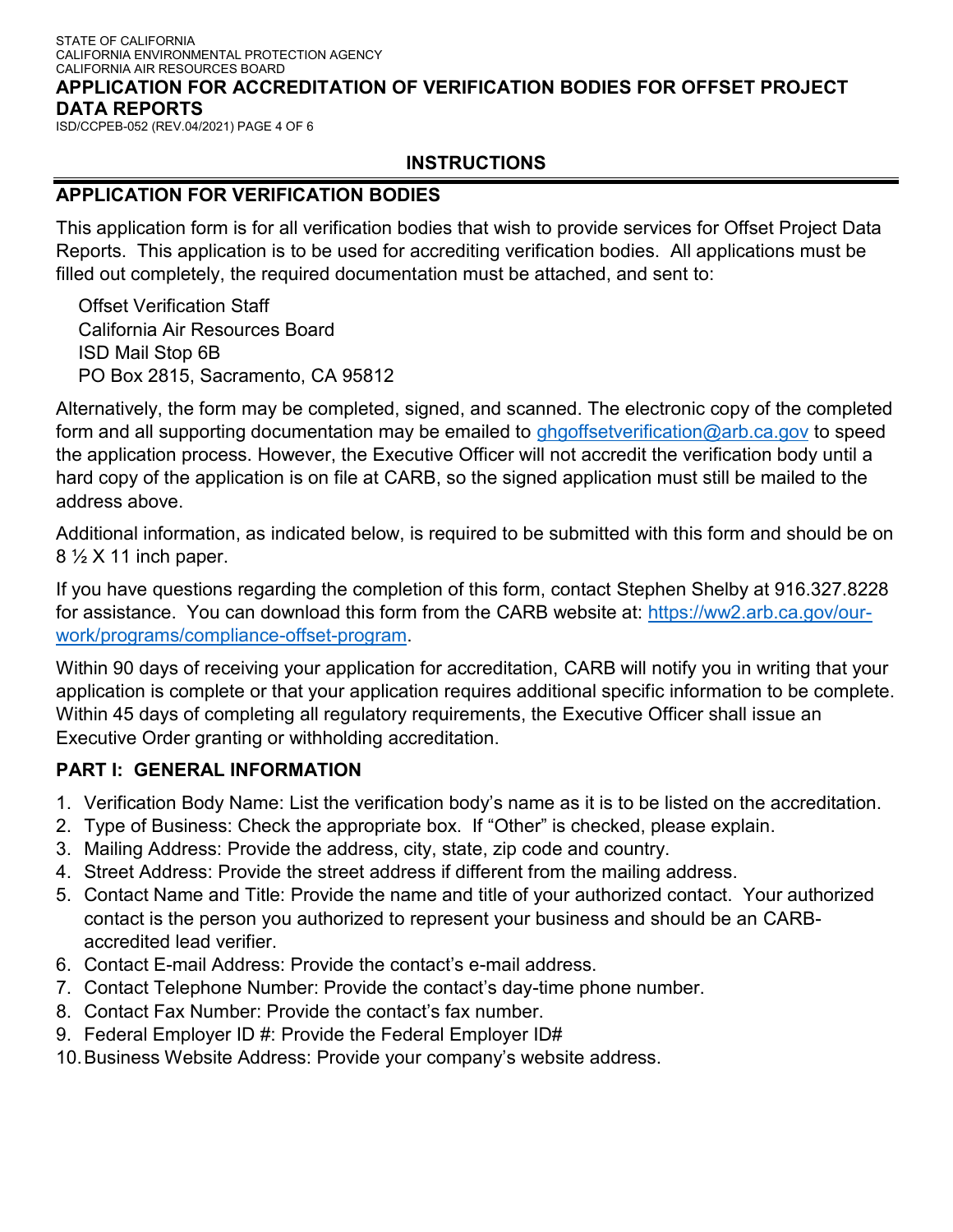## INSTRUCTIONS

## APPLICATION FOR VERIFICATION BODIES

This application form is for all verification bodies that wish to provide services for Offset Project Data Reports. This application is to be used for accrediting verification bodies. All applications must be filled out completely, the required documentation must be attached, and sent to:

Offset Verification Staff
California Air Resources Board
ISD Mail Stop 6B
PO Box 2815, Sacramento, CA 95812

Alternatively, the form may be completed, signed, and scanned. The electronic copy of the completed form and all supporting documentation may be emailed to ghgoffsetverification@arb.ca.gov to speed the application process. However, the Executive Officer will not accredit the verification body until a hard copy of the application is on file at CARB, so the signed application must still be mailed to the address above.

Additional information, as indicated below, is required to be submitted with this form and should be on 8 ½ X 11 inch paper.

If you have questions regarding the completion of this form, contact Stephen Shelby at 916.327.8228 for assistance. You can download this form from the CARB website at: https://ww2.arb.ca.gov/our-work/programs/compliance-offset-program.

Within 90 days of receiving your application for accreditation, CARB will notify you in writing that your application is complete or that your application requires additional specific information to be complete. Within 45 days of completing all regulatory requirements, the Executive Officer shall issue an Executive Order granting or withholding accreditation.

### PART I: GENERAL INFORMATION

1. Verification Body Name: List the verification body's name as it is to be listed on the accreditation.
2. Type of Business: Check the appropriate box. If "Other" is checked, please explain.
3. Mailing Address: Provide the address, city, state, zip code and country.
4. Street Address: Provide the street address if different from the mailing address.
5. Contact Name and Title: Provide the name and title of your authorized contact. Your authorized contact is the person you authorized to represent your business and should be an CARB-accredited lead verifier.
6. Contact E-mail Address: Provide the contact's e-mail address.
7. Contact Telephone Number: Provide the contact's day-time phone number.
8. Contact Fax Number: Provide the contact's fax number.
9. Federal Employer ID #: Provide the Federal Employer ID#
10. Business Website Address: Provide your company's website address.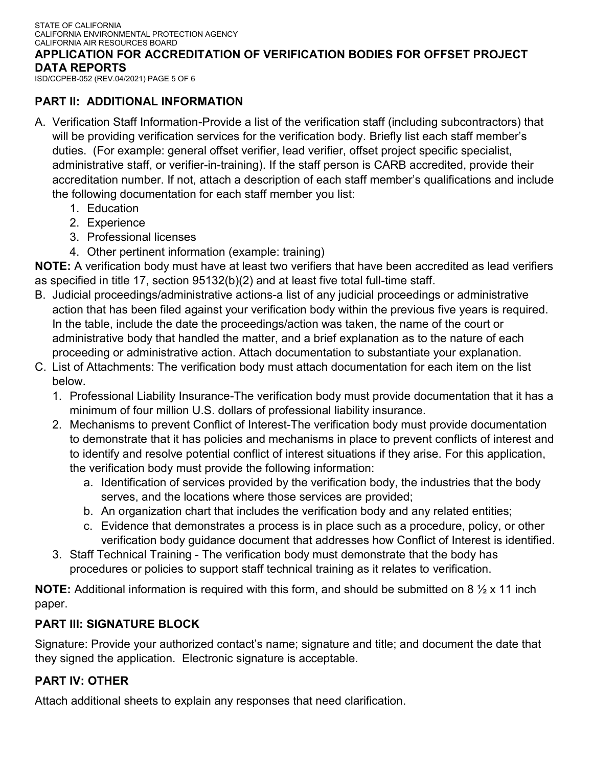## PART II: ADDITIONAL INFORMATION

A. Verification Staff Information-Provide a list of the verification staff (including subcontractors) that will be providing verification services for the verification body. Briefly list each staff member's duties. (For example: general offset verifier, lead verifier, offset project specific specialist, administrative staff, or verifier-in-training). If the staff person is CARB accredited, provide their accreditation number. If not, attach a description of each staff member's qualifications and include the following documentation for each staff member you list:
    1. Education
    2. Experience
    3. Professional licenses
    4. Other pertinent information (example: training)

**NOTE:** A verification body must have at least two verifiers that have been accredited as lead verifiers as specified in title 17, section 95132(b)(2) and at least five total full-time staff.

B. Judicial proceedings/administrative actions-a list of any judicial proceedings or administrative action that has been filed against your verification body within the previous five years is required. In the table, include the date the proceedings/action was taken, the name of the court or administrative body that handled the matter, and a brief explanation as to the nature of each proceeding or administrative action. Attach documentation to substantiate your explanation.

C. List of Attachments: The verification body must attach documentation for each item on the list below.
    1. Professional Liability Insurance-The verification body must provide documentation that it has a minimum of four million U.S. dollars of professional liability insurance.
    2. Mechanisms to prevent Conflict of Interest-The verification body must provide documentation to demonstrate that it has policies and mechanisms in place to prevent conflicts of interest and to identify and resolve potential conflict of interest situations if they arise. For this application, the verification body must provide the following information:
        a. Identification of services provided by the verification body, the industries that the body serves, and the locations where those services are provided;
        b. An organization chart that includes the verification body and any related entities;
        c. Evidence that demonstrates a process is in place such as a procedure, policy, or other verification body guidance document that addresses how Conflict of Interest is identified.
    3. Staff Technical Training - The verification body must demonstrate that the body has procedures or policies to support staff technical training as it relates to verification.

**NOTE:** Additional information is required with this form, and should be submitted on 8 ½ x 11 inch paper.

## PART III: SIGNATURE BLOCK

Signature: Provide your authorized contact's name; signature and title; and document the date that they signed the application. Electronic signature is acceptable.

## PART IV: OTHER

Attach additional sheets to explain any responses that need clarification.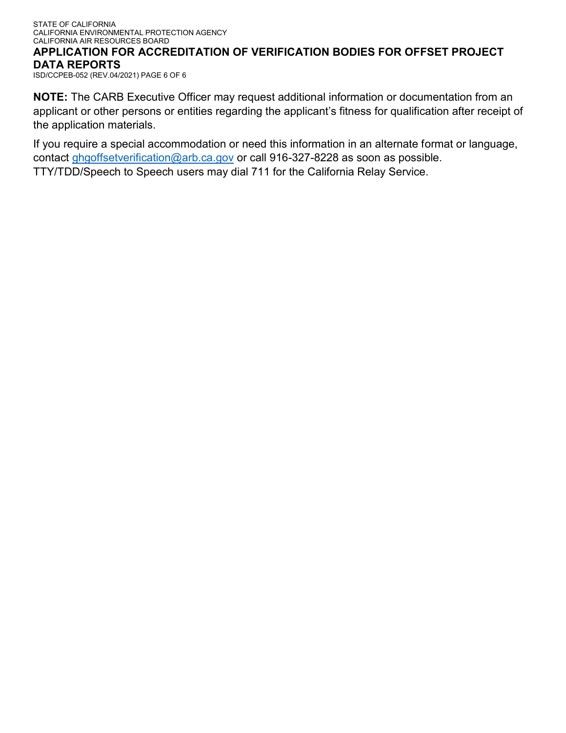**NOTE:** The CARB Executive Officer may request additional information or documentation from an applicant or other persons or entities regarding the applicant's fitness for qualification after receipt of the application materials.

If you require a special accommodation or need this information in an alternate format or language, contact ghgoffsetverification@arb.ca.gov or call 916-327-8228 as soon as possible. TTY/TDD/Speech to Speech users may dial 711 for the California Relay Service.